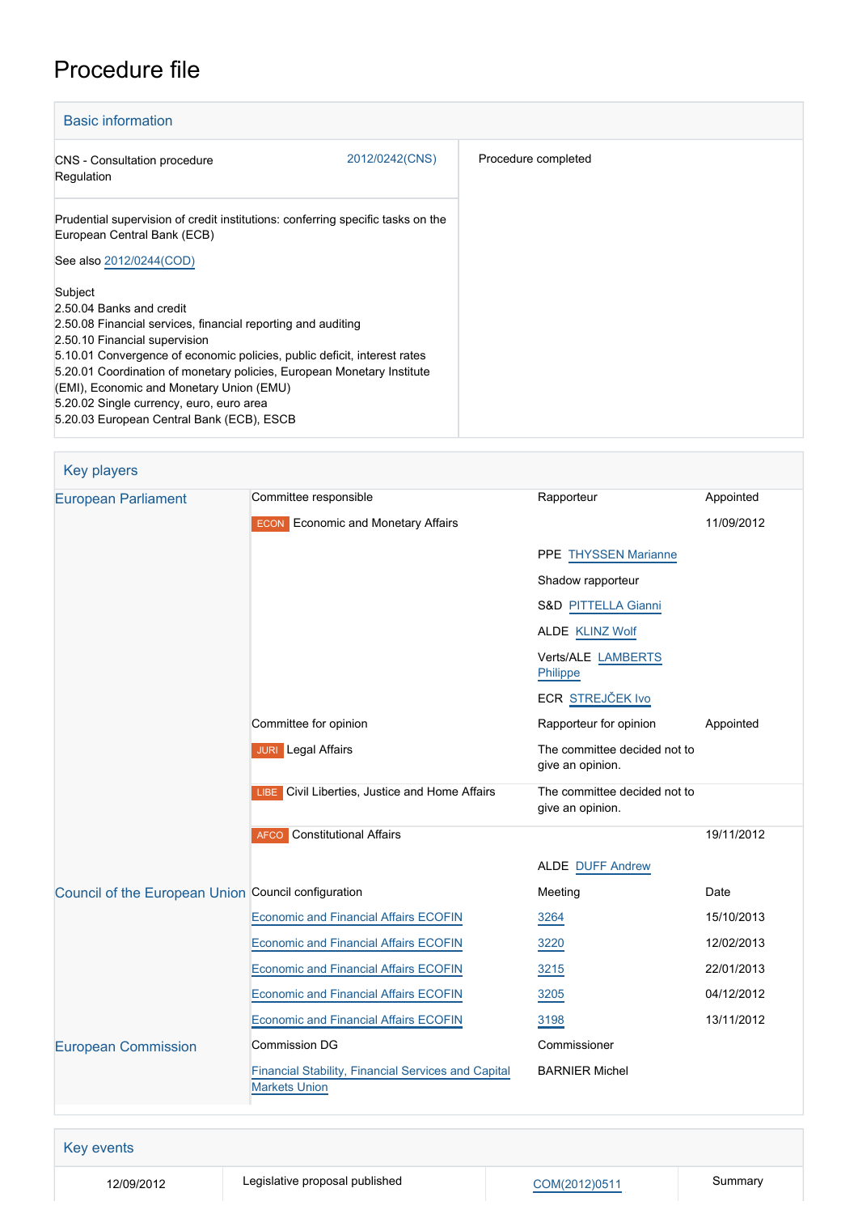# Procedure file

## Basic information

| | |
|---|---|
| CNS - Consultation procedure<br>Regulation | 2012/0242(CNS) |
| Prudential supervision of credit institutions: conferring specific tasks on the European Central Bank (ECB)<br><br>See also 2012/0244(COD)<br><br>Subject<br>2.50.04 Banks and credit<br>2.50.08 Financial services, financial reporting and auditing<br>2.50.10 Financial supervision<br>5.10.01 Convergence of economic policies, public deficit, interest rates<br>5.20.01 Coordination of monetary policies, European Monetary Institute (EMI), Economic and Monetary Union (EMU)<br>5.20.02 Single currency, euro, euro area<br>5.20.03 European Central Bank (ECB), ESCB | Procedure completed |

## Key players

| | | | |
|---|---|---|---|
| European Parliament | Committee responsible | Rapporteur | Appointed |
| | ECON Economic and Monetary Affairs | | 11/09/2012 |
| | | PPE THYSSEN Marianne | |
| | | Shadow rapporteur | |
| | | S&D PITTELLA Gianni | |
| | | ALDE KLINZ Wolf | |
| | | Verts/ALE LAMBERTS Philippe | |
| | | ECR STREJČEK Ivo | |
| | Committee for opinion | Rapporteur for opinion | Appointed |
| | JURI Legal Affairs | The committee decided not to give an opinion. | |
| | LIBE Civil Liberties, Justice and Home Affairs | The committee decided not to give an opinion. | |
| | AFCO Constitutional Affairs | | 19/11/2012 |
| | | ALDE DUFF Andrew | |
| Council of the European Union | Council configuration | Meeting | Date |
| | Economic and Financial Affairs ECOFIN | 3264 | 15/10/2013 |
| | Economic and Financial Affairs ECOFIN | 3220 | 12/02/2013 |
| | Economic and Financial Affairs ECOFIN | 3215 | 22/01/2013 |
| | Economic and Financial Affairs ECOFIN | 3205 | 04/12/2012 |
| | Economic and Financial Affairs ECOFIN | 3198 | 13/11/2012 |
| European Commission | Commission DG | Commissioner | |
| | Financial Stability, Financial Services and Capital Markets Union | BARNIER Michel | |

## Key events

| | | | |
|---|---|---|---|
| 12/09/2012 | Legislative proposal published | COM(2012)0511 | Summary |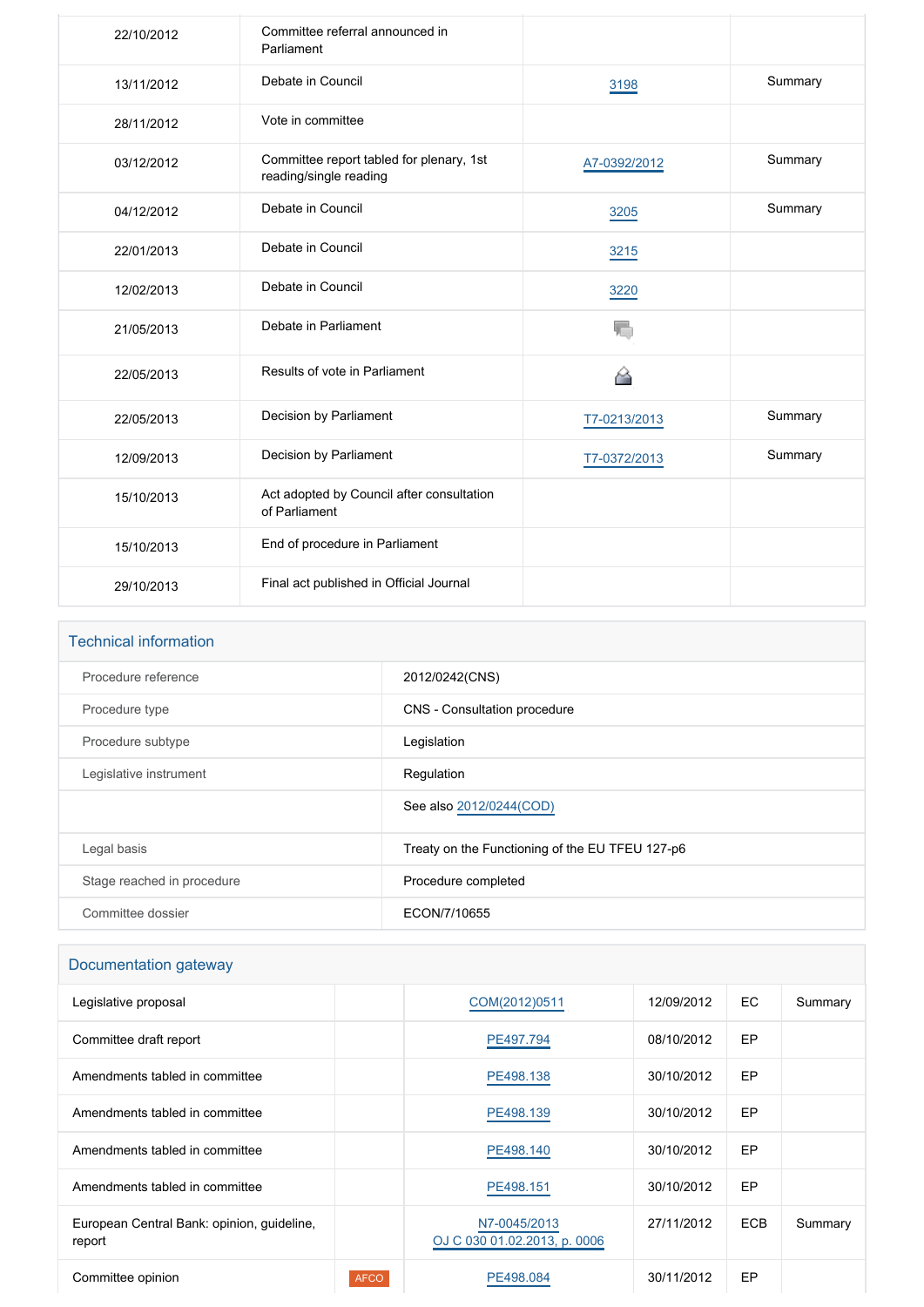| | | | |
|---|---|---|---|
| 22/10/2012 | Committee referral announced in Parliament | | |
| 13/11/2012 | Debate in Council | 3198 | Summary |
| 28/11/2012 | Vote in committee | | |
| 03/12/2012 | Committee report tabled for plenary, 1st reading/single reading | A7-0392/2012 | Summary |
| 04/12/2012 | Debate in Council | 3205 | Summary |
| 22/01/2013 | Debate in Council | 3215 | |
| 12/02/2013 | Debate in Council | 3220 | |
| 21/05/2013 | Debate in Parliament | | |
| 22/05/2013 | Results of vote in Parliament | | |
| 22/05/2013 | Decision by Parliament | T7-0213/2013 | Summary |
| 12/09/2013 | Decision by Parliament | T7-0372/2013 | Summary |
| 15/10/2013 | Act adopted by Council after consultation of Parliament | | |
| 15/10/2013 | End of procedure in Parliament | | |
| 29/10/2013 | Final act published in Official Journal | | |

## Technical information

| | |
|---|---|
| Procedure reference | 2012/0242(CNS) |
| Procedure type | CNS - Consultation procedure |
| Procedure subtype | Legislation |
| Legislative instrument | Regulation |
| | See also 2012/0244(COD) |
| Legal basis | Treaty on the Functioning of the EU TFEU 127-p6 |
| Stage reached in procedure | Procedure completed |
| Committee dossier | ECON/7/10655 |

## Documentation gateway

| | | | | | |
|---|---|---|---|---|---|
| Legislative proposal | | COM(2012)0511 | 12/09/2012 | EC | Summary |
| Committee draft report | | PE497.794 | 08/10/2012 | EP | |
| Amendments tabled in committee | | PE498.138 | 30/10/2012 | EP | |
| Amendments tabled in committee | | PE498.139 | 30/10/2012 | EP | |
| Amendments tabled in committee | | PE498.140 | 30/10/2012 | EP | |
| Amendments tabled in committee | | PE498.151 | 30/10/2012 | EP | |
| European Central Bank: opinion, guideline, report | | N7-0045/2013 OJ C 030 01.02.2013, p. 0006 | 27/11/2012 | ECB | Summary |
| Committee opinion | AFCO | PE498.084 | 30/11/2012 | EP | |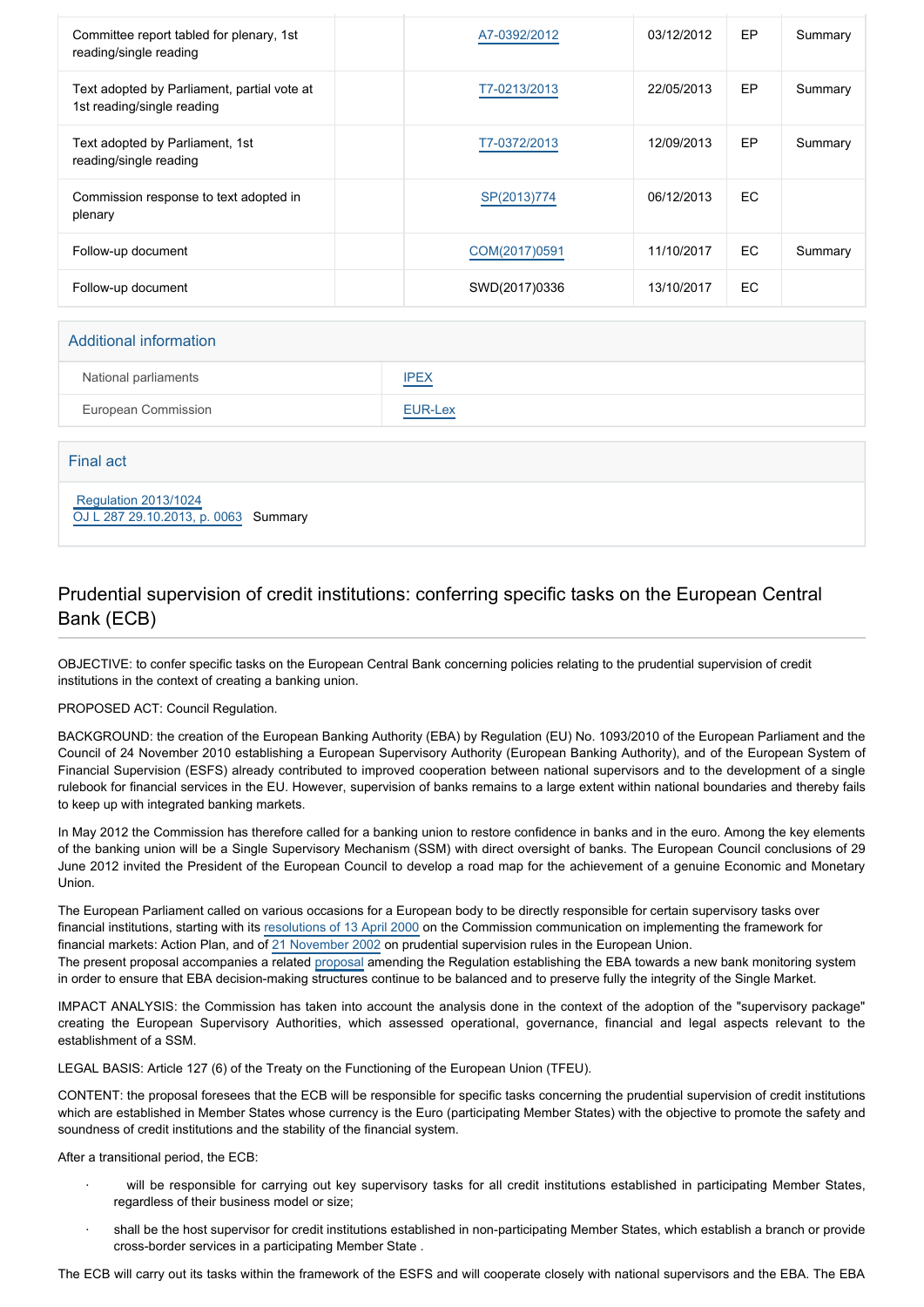| Committee report tabled for plenary, 1st reading/single reading | | A7-0392/2012 | 03/12/2012 | EP | Summary |
|---|---|---|---|---|---|
| Text adopted by Parliament, partial vote at 1st reading/single reading | | T7-0213/2013 | 22/05/2013 | EP | Summary |
| Text adopted by Parliament, 1st reading/single reading | | T7-0372/2013 | 12/09/2013 | EP | Summary |
| Commission response to text adopted in plenary | | SP(2013)774 | 06/12/2013 | EC | |
| Follow-up document | | COM(2017)0591 | 11/10/2017 | EC | Summary |
| Follow-up document | | SWD(2017)0336 | 13/10/2017 | EC | |

## Additional information

| National parliaments | IPEX |
|---|---|
| European Commission | EUR-Lex |

## Final act

Regulation 2013/1024
OJ L 287 29.10.2013, p. 0063 Summary

## Prudential supervision of credit institutions: conferring specific tasks on the European Central Bank (ECB)

OBJECTIVE: to confer specific tasks on the European Central Bank concerning policies relating to the prudential supervision of credit institutions in the context of creating a banking union.

PROPOSED ACT: Council Regulation.

BACKGROUND: the creation of the European Banking Authority (EBA) by Regulation (EU) No. 1093/2010 of the European Parliament and the Council of 24 November 2010 establishing a European Supervisory Authority (European Banking Authority), and of the European System of Financial Supervision (ESFS) already contributed to improved cooperation between national supervisors and to the development of a single rulebook for financial services in the EU. However, supervision of banks remains to a large extent within national boundaries and thereby fails to keep up with integrated banking markets.

In May 2012 the Commission has therefore called for a banking union to restore confidence in banks and in the euro. Among the key elements of the banking union will be a Single Supervisory Mechanism (SSM) with direct oversight of banks. The European Council conclusions of 29 June 2012 invited the President of the European Council to develop a road map for the achievement of a genuine Economic and Monetary Union.

The European Parliament called on various occasions for a European body to be directly responsible for certain supervisory tasks over financial institutions, starting with its resolutions of 13 April 2000 on the Commission communication on implementing the framework for financial markets: Action Plan, and of 21 November 2002 on prudential supervision rules in the European Union.
The present proposal accompanies a related proposal amending the Regulation establishing the EBA towards a new bank monitoring system in order to ensure that EBA decision-making structures continue to be balanced and to preserve fully the integrity of the Single Market.

IMPACT ANALYSIS: the Commission has taken into account the analysis done in the context of the adoption of the "supervisory package" creating the European Supervisory Authorities, which assessed operational, governance, financial and legal aspects relevant to the establishment of a SSM.

LEGAL BASIS: Article 127 (6) of the Treaty on the Functioning of the European Union (TFEU).

CONTENT: the proposal foresees that the ECB will be responsible for specific tasks concerning the prudential supervision of credit institutions which are established in Member States whose currency is the Euro (participating Member States) with the objective to promote the safety and soundness of credit institutions and the stability of the financial system.

After a transitional period, the ECB:

- will be responsible for carrying out key supervisory tasks for all credit institutions established in participating Member States, regardless of their business model or size;
- shall be the host supervisor for credit institutions established in non-participating Member States, which establish a branch or provide cross-border services in a participating Member State .

The ECB will carry out its tasks within the framework of the ESFS and will cooperate closely with national supervisors and the EBA. The EBA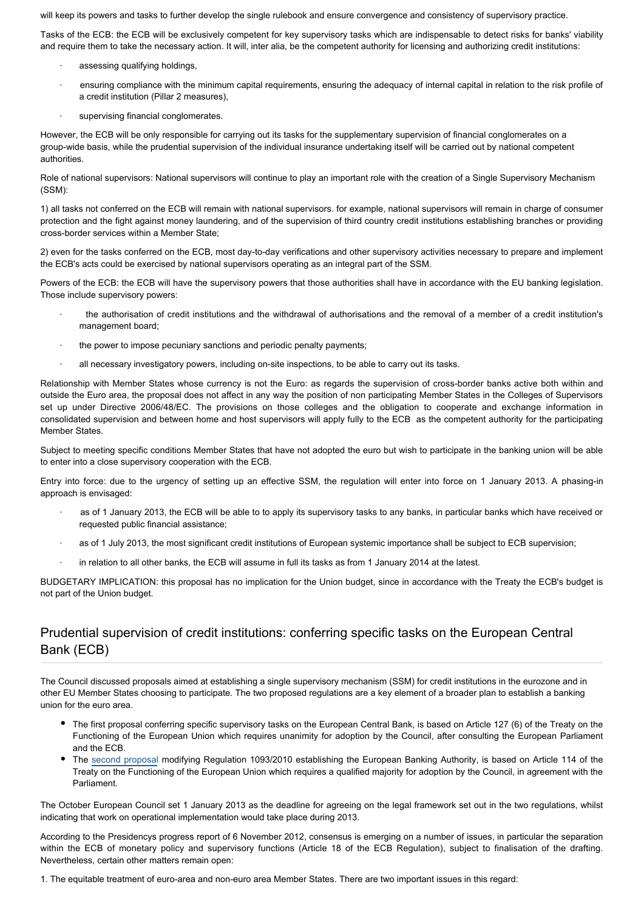will keep its powers and tasks to further develop the single rulebook and ensure convergence and consistency of supervisory practice.

Tasks of the ECB: the ECB will be exclusively competent for key supervisory tasks which are indispensable to detect risks for banks' viability and require them to take the necessary action. It will, inter alia, be the competent authority for licensing and authorizing credit institutions:

- assessing qualifying holdings,
- ensuring compliance with the minimum capital requirements, ensuring the adequacy of internal capital in relation to the risk profile of a credit institution (Pillar 2 measures),
- supervising financial conglomerates.

However, the ECB will be only responsible for carrying out its tasks for the supplementary supervision of financial conglomerates on a group-wide basis, while the prudential supervision of the individual insurance undertaking itself will be carried out by national competent authorities.

Role of national supervisors: National supervisors will continue to play an important role with the creation of a Single Supervisory Mechanism (SSM):

1) all tasks not conferred on the ECB will remain with national supervisors. for example, national supervisors will remain in charge of consumer protection and the fight against money laundering, and of the supervision of third country credit institutions establishing branches or providing cross-border services within a Member State;

2) even for the tasks conferred on the ECB, most day-to-day verifications and other supervisory activities necessary to prepare and implement the ECB's acts could be exercised by national supervisors operating as an integral part of the SSM.

Powers of the ECB: the ECB will have the supervisory powers that those authorities shall have in accordance with the EU banking legislation. Those include supervisory powers:

- the authorisation of credit institutions and the withdrawal of authorisations and the removal of a member of a credit institution's management board;
- the power to impose pecuniary sanctions and periodic penalty payments;
- all necessary investigatory powers, including on-site inspections, to be able to carry out its tasks.

Relationship with Member States whose currency is not the Euro: as regards the supervision of cross-border banks active both within and outside the Euro area, the proposal does not affect in any way the position of non participating Member States in the Colleges of Supervisors set up under Directive 2006/48/EC. The provisions on those colleges and the obligation to cooperate and exchange information in consolidated supervision and between home and host supervisors will apply fully to the ECB as the competent authority for the participating Member States.

Subject to meeting specific conditions Member States that have not adopted the euro but wish to participate in the banking union will be able to enter into a close supervisory cooperation with the ECB.

Entry into force: due to the urgency of setting up an effective SSM, the regulation will enter into force on 1 January 2013. A phasing-in approach is envisaged:

- as of 1 January 2013, the ECB will be able to to apply its supervisory tasks to any banks, in particular banks which have received or requested public financial assistance;
- as of 1 July 2013, the most significant credit institutions of European systemic importance shall be subject to ECB supervision;
- in relation to all other banks, the ECB will assume in full its tasks as from 1 January 2014 at the latest.

BUDGETARY IMPLICATION: this proposal has no implication for the Union budget, since in accordance with the Treaty the ECB's budget is not part of the Union budget.

## Prudential supervision of credit institutions: conferring specific tasks on the European Central Bank (ECB)

The Council discussed proposals aimed at establishing a single supervisory mechanism (SSM) for credit institutions in the eurozone and in other EU Member States choosing to participate. The two proposed regulations are a key element of a broader plan to establish a banking union for the euro area.

- The first proposal conferring specific supervisory tasks on the European Central Bank, is based on Article 127 (6) of the Treaty on the Functioning of the European Union which requires unanimity for adoption by the Council, after consulting the European Parliament and the ECB.
- The second proposal modifying Regulation 1093/2010 establishing the European Banking Authority, is based on Article 114 of the Treaty on the Functioning of the European Union which requires a qualified majority for adoption by the Council, in agreement with the Parliament.

The October European Council set 1 January 2013 as the deadline for agreeing on the legal framework set out in the two regulations, whilst indicating that work on operational implementation would take place during 2013.

According to the Presidencys progress report of 6 November 2012, consensus is emerging on a number of issues, in particular the separation within the ECB of monetary policy and supervisory functions (Article 18 of the ECB Regulation), subject to finalisation of the drafting. Nevertheless, certain other matters remain open:

1. The equitable treatment of euro-area and non-euro area Member States. There are two important issues in this regard: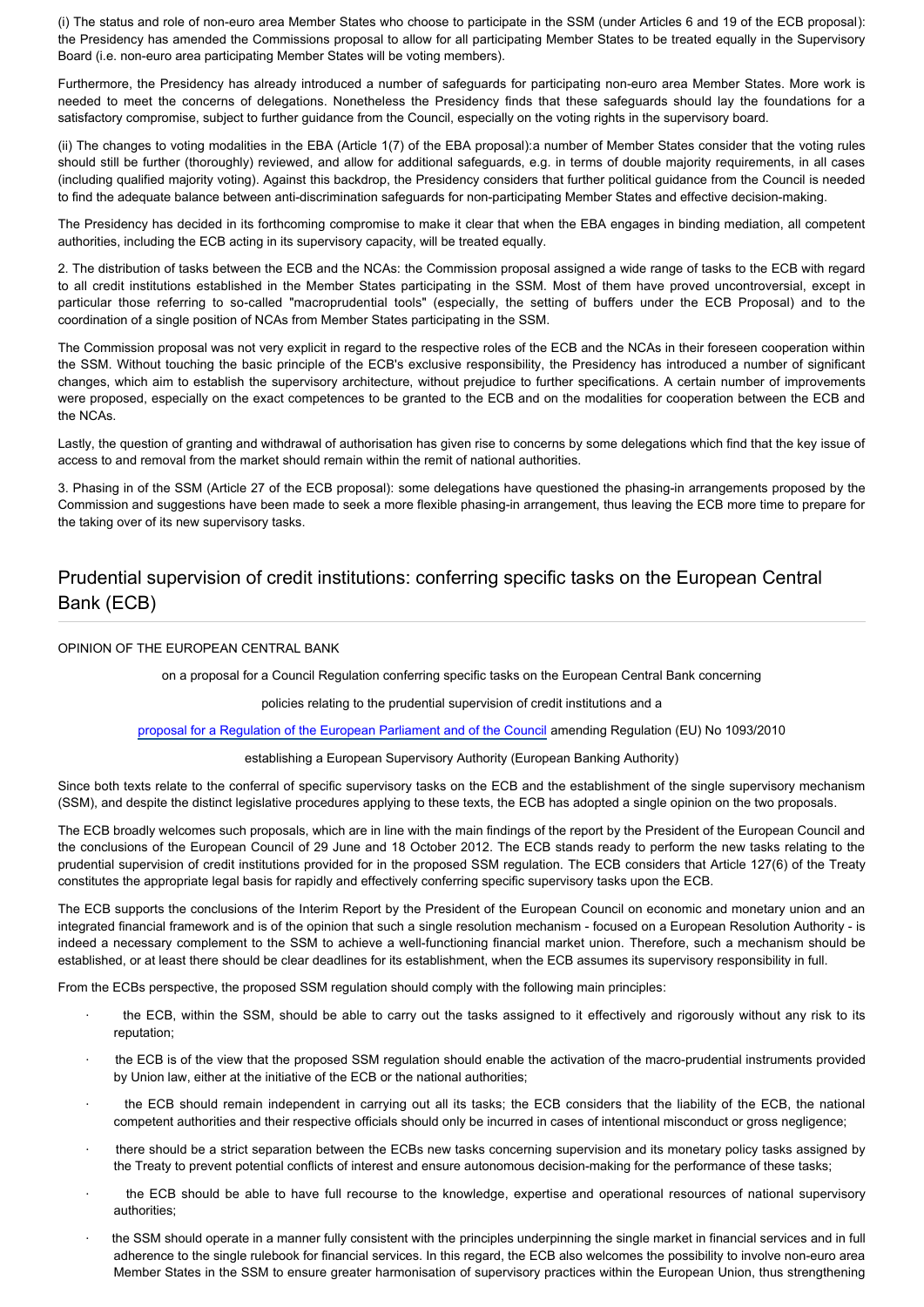(i) The status and role of non-euro area Member States who choose to participate in the SSM (under Articles 6 and 19 of the ECB proposal): the Presidency has amended the Commissions proposal to allow for all participating Member States to be treated equally in the Supervisory Board (i.e. non-euro area participating Member States will be voting members).

Furthermore, the Presidency has already introduced a number of safeguards for participating non-euro area Member States. More work is needed to meet the concerns of delegations. Nonetheless the Presidency finds that these safeguards should lay the foundations for a satisfactory compromise, subject to further guidance from the Council, especially on the voting rights in the supervisory board.

(ii) The changes to voting modalities in the EBA (Article 1(7) of the EBA proposal):a number of Member States consider that the voting rules should still be further (thoroughly) reviewed, and allow for additional safeguards, e.g. in terms of double majority requirements, in all cases (including qualified majority voting). Against this backdrop, the Presidency considers that further political guidance from the Council is needed to find the adequate balance between anti-discrimination safeguards for non-participating Member States and effective decision-making.

The Presidency has decided in its forthcoming compromise to make it clear that when the EBA engages in binding mediation, all competent authorities, including the ECB acting in its supervisory capacity, will be treated equally.

2. The distribution of tasks between the ECB and the NCAs: the Commission proposal assigned a wide range of tasks to the ECB with regard to all credit institutions established in the Member States participating in the SSM. Most of them have proved uncontroversial, except in particular those referring to so-called "macroprudential tools" (especially, the setting of buffers under the ECB Proposal) and to the coordination of a single position of NCAs from Member States participating in the SSM.

The Commission proposal was not very explicit in regard to the respective roles of the ECB and the NCAs in their foreseen cooperation within the SSM. Without touching the basic principle of the ECB's exclusive responsibility, the Presidency has introduced a number of significant changes, which aim to establish the supervisory architecture, without prejudice to further specifications. A certain number of improvements were proposed, especially on the exact competences to be granted to the ECB and on the modalities for cooperation between the ECB and the NCAs.

Lastly, the question of granting and withdrawal of authorisation has given rise to concerns by some delegations which find that the key issue of access to and removal from the market should remain within the remit of national authorities.

3. Phasing in of the SSM (Article 27 of the ECB proposal): some delegations have questioned the phasing-in arrangements proposed by the Commission and suggestions have been made to seek a more flexible phasing-in arrangement, thus leaving the ECB more time to prepare for the taking over of its new supervisory tasks.

## Prudential supervision of credit institutions: conferring specific tasks on the European Central Bank (ECB)

OPINION OF THE EUROPEAN CENTRAL BANK

on a proposal for a Council Regulation conferring specific tasks on the European Central Bank concerning

policies relating to the prudential supervision of credit institutions and a

proposal for a Regulation of the European Parliament and of the Council amending Regulation (EU) No 1093/2010

establishing a European Supervisory Authority (European Banking Authority)

Since both texts relate to the conferral of specific supervisory tasks on the ECB and the establishment of the single supervisory mechanism (SSM), and despite the distinct legislative procedures applying to these texts, the ECB has adopted a single opinion on the two proposals.

The ECB broadly welcomes such proposals, which are in line with the main findings of the report by the President of the European Council and the conclusions of the European Council of 29 June and 18 October 2012. The ECB stands ready to perform the new tasks relating to the prudential supervision of credit institutions provided for in the proposed SSM regulation. The ECB considers that Article 127(6) of the Treaty constitutes the appropriate legal basis for rapidly and effectively conferring specific supervisory tasks upon the ECB.

The ECB supports the conclusions of the Interim Report by the President of the European Council on economic and monetary union and an integrated financial framework and is of the opinion that such a single resolution mechanism - focused on a European Resolution Authority - is indeed a necessary complement to the SSM to achieve a well-functioning financial market union. Therefore, such a mechanism should be established, or at least there should be clear deadlines for its establishment, when the ECB assumes its supervisory responsibility in full.

From the ECBs perspective, the proposed SSM regulation should comply with the following main principles:

- the ECB, within the SSM, should be able to carry out the tasks assigned to it effectively and rigorously without any risk to its reputation;
- the ECB is of the view that the proposed SSM regulation should enable the activation of the macro-prudential instruments provided by Union law, either at the initiative of the ECB or the national authorities;
- the ECB should remain independent in carrying out all its tasks; the ECB considers that the liability of the ECB, the national competent authorities and their respective officials should only be incurred in cases of intentional misconduct or gross negligence;
- there should be a strict separation between the ECBs new tasks concerning supervision and its monetary policy tasks assigned by the Treaty to prevent potential conflicts of interest and ensure autonomous decision-making for the performance of these tasks;
- the ECB should be able to have full recourse to the knowledge, expertise and operational resources of national supervisory authorities;
- the SSM should operate in a manner fully consistent with the principles underpinning the single market in financial services and in full adherence to the single rulebook for financial services. In this regard, the ECB also welcomes the possibility to involve non-euro area Member States in the SSM to ensure greater harmonisation of supervisory practices within the European Union, thus strengthening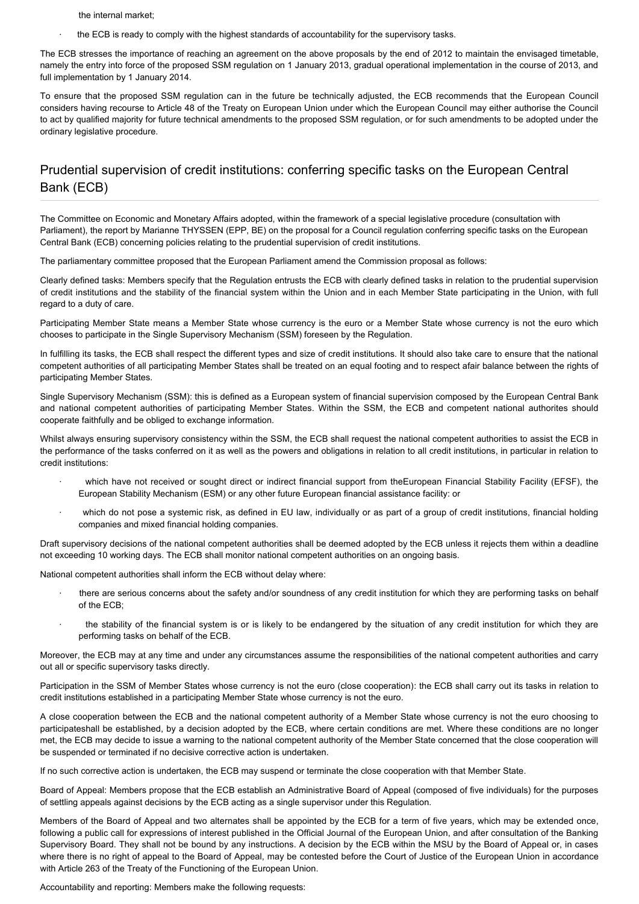the internal market;

- the ECB is ready to comply with the highest standards of accountability for the supervisory tasks.

The ECB stresses the importance of reaching an agreement on the above proposals by the end of 2012 to maintain the envisaged timetable, namely the entry into force of the proposed SSM regulation on 1 January 2013, gradual operational implementation in the course of 2013, and full implementation by 1 January 2014.

To ensure that the proposed SSM regulation can in the future be technically adjusted, the ECB recommends that the European Council considers having recourse to Article 48 of the Treaty on European Union under which the European Council may either authorise the Council to act by qualified majority for future technical amendments to the proposed SSM regulation, or for such amendments to be adopted under the ordinary legislative procedure.

## Prudential supervision of credit institutions: conferring specific tasks on the European Central Bank (ECB)

The Committee on Economic and Monetary Affairs adopted, within the framework of a special legislative procedure (consultation with Parliament), the report by Marianne THYSSEN (EPP, BE) on the proposal for a Council regulation conferring specific tasks on the European Central Bank (ECB) concerning policies relating to the prudential supervision of credit institutions.

The parliamentary committee proposed that the European Parliament amend the Commission proposal as follows:

Clearly defined tasks: Members specify that the Regulation entrusts the ECB with clearly defined tasks in relation to the prudential supervision of credit institutions and the stability of the financial system within the Union and in each Member State participating in the Union, with full regard to a duty of care.

Participating Member State means a Member State whose currency is the euro or a Member State whose currency is not the euro which chooses to participate in the Single Supervisory Mechanism (SSM) foreseen by the Regulation.

In fulfilling its tasks, the ECB shall respect the different types and size of credit institutions. It should also take care to ensure that the national competent authorities of all participating Member States shall be treated on an equal footing and to respect afair balance between the rights of participating Member States.

Single Supervisory Mechanism (SSM): this is defined as a European system of financial supervision composed by the European Central Bank and national competent authorities of participating Member States. Within the SSM, the ECB and competent national authorites should cooperate faithfully and be obliged to exchange information.

Whilst always ensuring supervisory consistency within the SSM, the ECB shall request the national competent authorities to assist the ECB in the performance of the tasks conferred on it as well as the powers and obligations in relation to all credit institutions, in particular in relation to credit institutions:

- which have not received or sought direct or indirect financial support from theEuropean Financial Stability Facility (EFSF), the European Stability Mechanism (ESM) or any other future European financial assistance facility: or
- which do not pose a systemic risk, as defined in EU law, individually or as part of a group of credit institutions, financial holding companies and mixed financial holding companies.

Draft supervisory decisions of the national competent authorities shall be deemed adopted by the ECB unless it rejects them within a deadline not exceeding 10 working days. The ECB shall monitor national competent authorities on an ongoing basis.

National competent authorities shall inform the ECB without delay where:

- there are serious concerns about the safety and/or soundness of any credit institution for which they are performing tasks on behalf of the ECB;
- the stability of the financial system is or is likely to be endangered by the situation of any credit institution for which they are performing tasks on behalf of the ECB.

Moreover, the ECB may at any time and under any circumstances assume the responsibilities of the national competent authorities and carry out all or specific supervisory tasks directly.

Participation in the SSM of Member States whose currency is not the euro (close cooperation): the ECB shall carry out its tasks in relation to credit institutions established in a participating Member State whose currency is not the euro.

A close cooperation between the ECB and the national competent authority of a Member State whose currency is not the euro choosing to participateshall be established, by a decision adopted by the ECB, where certain conditions are met. Where these conditions are no longer met, the ECB may decide to issue a warning to the national competent authority of the Member State concerned that the close cooperation will be suspended or terminated if no decisive corrective action is undertaken.

If no such corrective action is undertaken, the ECB may suspend or terminate the close cooperation with that Member State.

Board of Appeal: Members propose that the ECB establish an Administrative Board of Appeal (composed of five individuals) for the purposes of settling appeals against decisions by the ECB acting as a single supervisor under this Regulation.

Members of the Board of Appeal and two alternates shall be appointed by the ECB for a term of five years, which may be extended once, following a public call for expressions of interest published in the Official Journal of the European Union, and after consultation of the Banking Supervisory Board. They shall not be bound by any instructions. A decision by the ECB within the MSU by the Board of Appeal or, in cases where there is no right of appeal to the Board of Appeal, may be contested before the Court of Justice of the European Union in accordance with Article 263 of the Treaty of the Functioning of the European Union.

Accountability and reporting: Members make the following requests: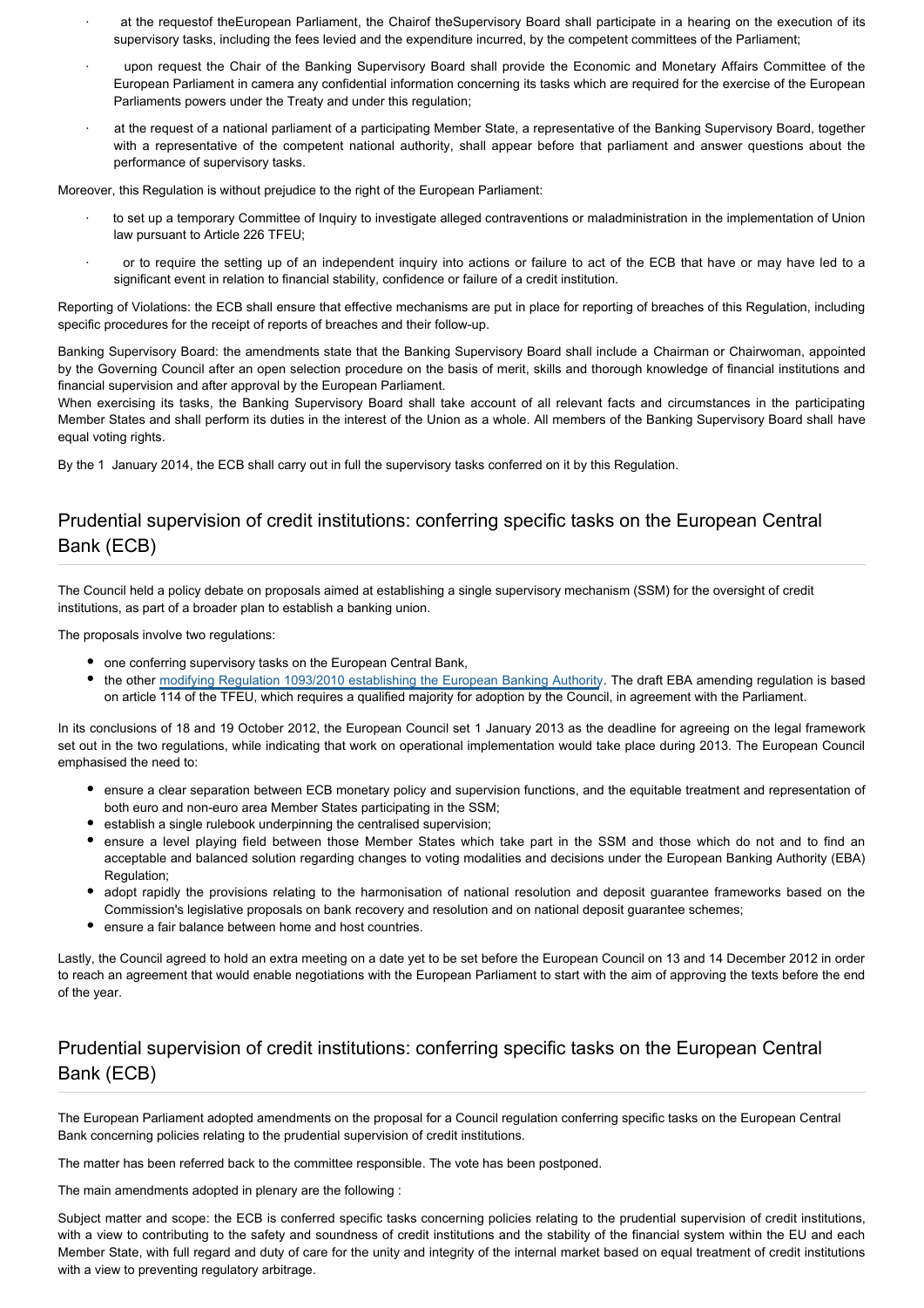- at the requestof theEuropean Parliament, the Chairof theSupervisory Board shall participate in a hearing on the execution of its supervisory tasks, including the fees levied and the expenditure incurred, by the competent committees of the Parliament;
- upon request the Chair of the Banking Supervisory Board shall provide the Economic and Monetary Affairs Committee of the European Parliament in camera any confidential information concerning its tasks which are required for the exercise of the European Parliaments powers under the Treaty and under this regulation;
- at the request of a national parliament of a participating Member State, a representative of the Banking Supervisory Board, together with a representative of the competent national authority, shall appear before that parliament and answer questions about the performance of supervisory tasks.

Moreover, this Regulation is without prejudice to the right of the European Parliament:

- to set up a temporary Committee of Inquiry to investigate alleged contraventions or maladministration in the implementation of Union law pursuant to Article 226 TFEU;
- or to require the setting up of an independent inquiry into actions or failure to act of the ECB that have or may have led to a significant event in relation to financial stability, confidence or failure of a credit institution.

Reporting of Violations: the ECB shall ensure that effective mechanisms are put in place for reporting of breaches of this Regulation, including specific procedures for the receipt of reports of breaches and their follow-up.

Banking Supervisory Board: the amendments state that the Banking Supervisory Board shall include a Chairman or Chairwoman, appointed by the Governing Council after an open selection procedure on the basis of merit, skills and thorough knowledge of financial institutions and financial supervision and after approval by the European Parliament.
When exercising its tasks, the Banking Supervisory Board shall take account of all relevant facts and circumstances in the participating Member States and shall perform its duties in the interest of the Union as a whole. All members of the Banking Supervisory Board shall have equal voting rights.

By the 1 January 2014, the ECB shall carry out in full the supervisory tasks conferred on it by this Regulation.

## Prudential supervision of credit institutions: conferring specific tasks on the European Central Bank (ECB)

The Council held a policy debate on proposals aimed at establishing a single supervisory mechanism (SSM) for the oversight of credit institutions, as part of a broader plan to establish a banking union.

The proposals involve two regulations:

- one conferring supervisory tasks on the European Central Bank,
- the other modifying Regulation 1093/2010 establishing the European Banking Authority. The draft EBA amending regulation is based on article 114 of the TFEU, which requires a qualified majority for adoption by the Council, in agreement with the Parliament.

In its conclusions of 18 and 19 October 2012, the European Council set 1 January 2013 as the deadline for agreeing on the legal framework set out in the two regulations, while indicating that work on operational implementation would take place during 2013. The European Council emphasised the need to:

- ensure a clear separation between ECB monetary policy and supervision functions, and the equitable treatment and representation of both euro and non-euro area Member States participating in the SSM;
- establish a single rulebook underpinning the centralised supervision;
- ensure a level playing field between those Member States which take part in the SSM and those which do not and to find an acceptable and balanced solution regarding changes to voting modalities and decisions under the European Banking Authority (EBA) Regulation;
- adopt rapidly the provisions relating to the harmonisation of national resolution and deposit guarantee frameworks based on the Commission's legislative proposals on bank recovery and resolution and on national deposit guarantee schemes;
- ensure a fair balance between home and host countries.

Lastly, the Council agreed to hold an extra meeting on a date yet to be set before the European Council on 13 and 14 December 2012 in order to reach an agreement that would enable negotiations with the European Parliament to start with the aim of approving the texts before the end of the year.

## Prudential supervision of credit institutions: conferring specific tasks on the European Central Bank (ECB)

The European Parliament adopted amendments on the proposal for a Council regulation conferring specific tasks on the European Central Bank concerning policies relating to the prudential supervision of credit institutions.

The matter has been referred back to the committee responsible. The vote has been postponed.

The main amendments adopted in plenary are the following :

Subject matter and scope: the ECB is conferred specific tasks concerning policies relating to the prudential supervision of credit institutions, with a view to contributing to the safety and soundness of credit institutions and the stability of the financial system within the EU and each Member State, with full regard and duty of care for the unity and integrity of the internal market based on equal treatment of credit institutions with a view to preventing regulatory arbitrage.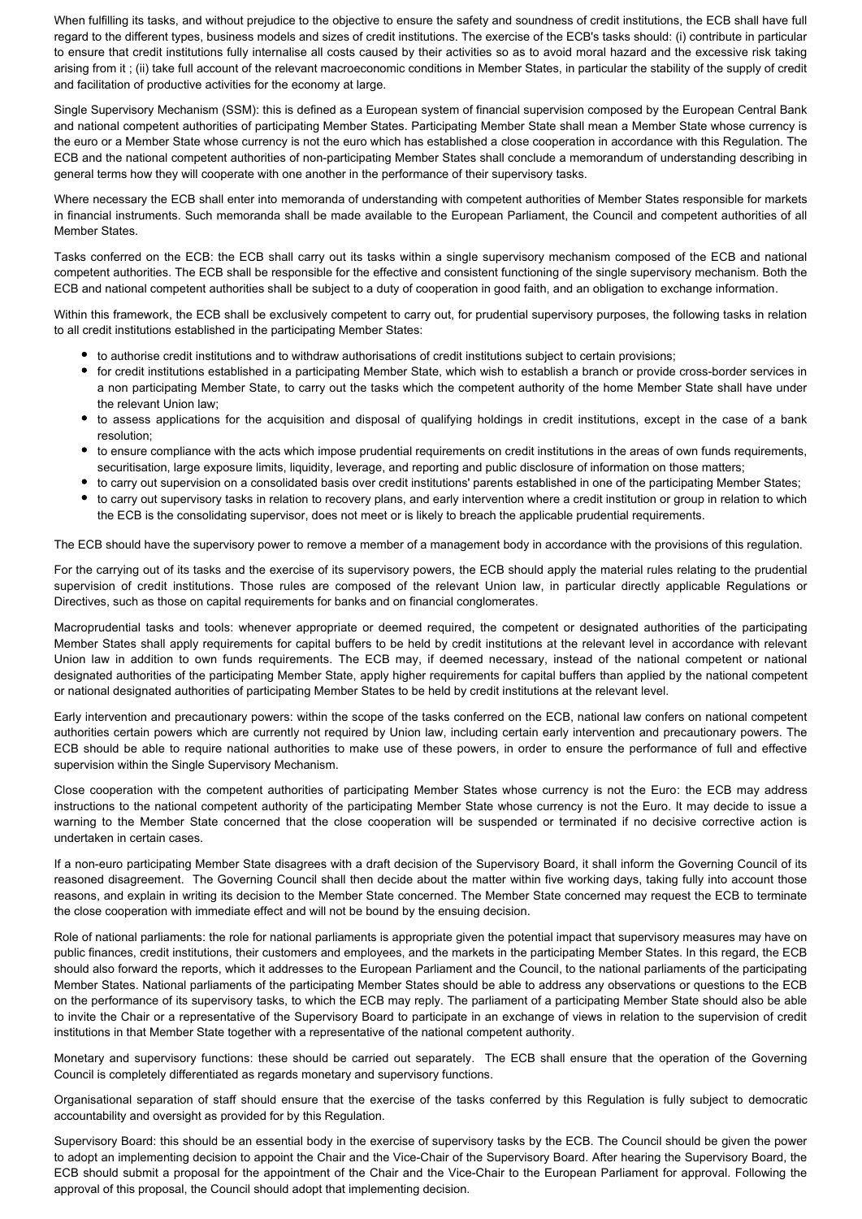When fulfilling its tasks, and without prejudice to the objective to ensure the safety and soundness of credit institutions, the ECB shall have full regard to the different types, business models and sizes of credit institutions. The exercise of the ECB's tasks should: (i) contribute in particular to ensure that credit institutions fully internalise all costs caused by their activities so as to avoid moral hazard and the excessive risk taking arising from it ; (ii) take full account of the relevant macroeconomic conditions in Member States, in particular the stability of the supply of credit and facilitation of productive activities for the economy at large.

Single Supervisory Mechanism (SSM): this is defined as a European system of financial supervision composed by the European Central Bank and national competent authorities of participating Member States. Participating Member State shall mean a Member State whose currency is the euro or a Member State whose currency is not the euro which has established a close cooperation in accordance with this Regulation. The ECB and the national competent authorities of non-participating Member States shall conclude a memorandum of understanding describing in general terms how they will cooperate with one another in the performance of their supervisory tasks.

Where necessary the ECB shall enter into memoranda of understanding with competent authorities of Member States responsible for markets in financial instruments. Such memoranda shall be made available to the European Parliament, the Council and competent authorities of all Member States.

Tasks conferred on the ECB: the ECB shall carry out its tasks within a single supervisory mechanism composed of the ECB and national competent authorities. The ECB shall be responsible for the effective and consistent functioning of the single supervisory mechanism. Both the ECB and national competent authorities shall be subject to a duty of cooperation in good faith, and an obligation to exchange information.

Within this framework, the ECB shall be exclusively competent to carry out, for prudential supervisory purposes, the following tasks in relation to all credit institutions established in the participating Member States:

- to authorise credit institutions and to withdraw authorisations of credit institutions subject to certain provisions;
- for credit institutions established in a participating Member State, which wish to establish a branch or provide cross-border services in a non participating Member State, to carry out the tasks which the competent authority of the home Member State shall have under the relevant Union law;
- to assess applications for the acquisition and disposal of qualifying holdings in credit institutions, except in the case of a bank resolution;
- to ensure compliance with the acts which impose prudential requirements on credit institutions in the areas of own funds requirements, securitisation, large exposure limits, liquidity, leverage, and reporting and public disclosure of information on those matters;
- to carry out supervision on a consolidated basis over credit institutions' parents established in one of the participating Member States;
- to carry out supervisory tasks in relation to recovery plans, and early intervention where a credit institution or group in relation to which the ECB is the consolidating supervisor, does not meet or is likely to breach the applicable prudential requirements.

The ECB should have the supervisory power to remove a member of a management body in accordance with the provisions of this regulation.

For the carrying out of its tasks and the exercise of its supervisory powers, the ECB should apply the material rules relating to the prudential supervision of credit institutions. Those rules are composed of the relevant Union law, in particular directly applicable Regulations or Directives, such as those on capital requirements for banks and on financial conglomerates.

Macroprudential tasks and tools: whenever appropriate or deemed required, the competent or designated authorities of the participating Member States shall apply requirements for capital buffers to be held by credit institutions at the relevant level in accordance with relevant Union law in addition to own funds requirements. The ECB may, if deemed necessary, instead of the national competent or national designated authorities of the participating Member State, apply higher requirements for capital buffers than applied by the national competent or national designated authorities of participating Member States to be held by credit institutions at the relevant level.

Early intervention and precautionary powers: within the scope of the tasks conferred on the ECB, national law confers on national competent authorities certain powers which are currently not required by Union law, including certain early intervention and precautionary powers. The ECB should be able to require national authorities to make use of these powers, in order to ensure the performance of full and effective supervision within the Single Supervisory Mechanism.

Close cooperation with the competent authorities of participating Member States whose currency is not the Euro: the ECB may address instructions to the national competent authority of the participating Member State whose currency is not the Euro. It may decide to issue a warning to the Member State concerned that the close cooperation will be suspended or terminated if no decisive corrective action is undertaken in certain cases.

If a non-euro participating Member State disagrees with a draft decision of the Supervisory Board, it shall inform the Governing Council of its reasoned disagreement. The Governing Council shall then decide about the matter within five working days, taking fully into account those reasons, and explain in writing its decision to the Member State concerned. The Member State concerned may request the ECB to terminate the close cooperation with immediate effect and will not be bound by the ensuing decision.

Role of national parliaments: the role for national parliaments is appropriate given the potential impact that supervisory measures may have on public finances, credit institutions, their customers and employees, and the markets in the participating Member States. In this regard, the ECB should also forward the reports, which it addresses to the European Parliament and the Council, to the national parliaments of the participating Member States. National parliaments of the participating Member States should be able to address any observations or questions to the ECB on the performance of its supervisory tasks, to which the ECB may reply. The parliament of a participating Member State should also be able to invite the Chair or a representative of the Supervisory Board to participate in an exchange of views in relation to the supervision of credit institutions in that Member State together with a representative of the national competent authority.

Monetary and supervisory functions: these should be carried out separately. The ECB shall ensure that the operation of the Governing Council is completely differentiated as regards monetary and supervisory functions.

Organisational separation of staff should ensure that the exercise of the tasks conferred by this Regulation is fully subject to democratic accountability and oversight as provided for by this Regulation.

Supervisory Board: this should be an essential body in the exercise of supervisory tasks by the ECB. The Council should be given the power to adopt an implementing decision to appoint the Chair and the Vice-Chair of the Supervisory Board. After hearing the Supervisory Board, the ECB should submit a proposal for the appointment of the Chair and the Vice-Chair to the European Parliament for approval. Following the approval of this proposal, the Council should adopt that implementing decision.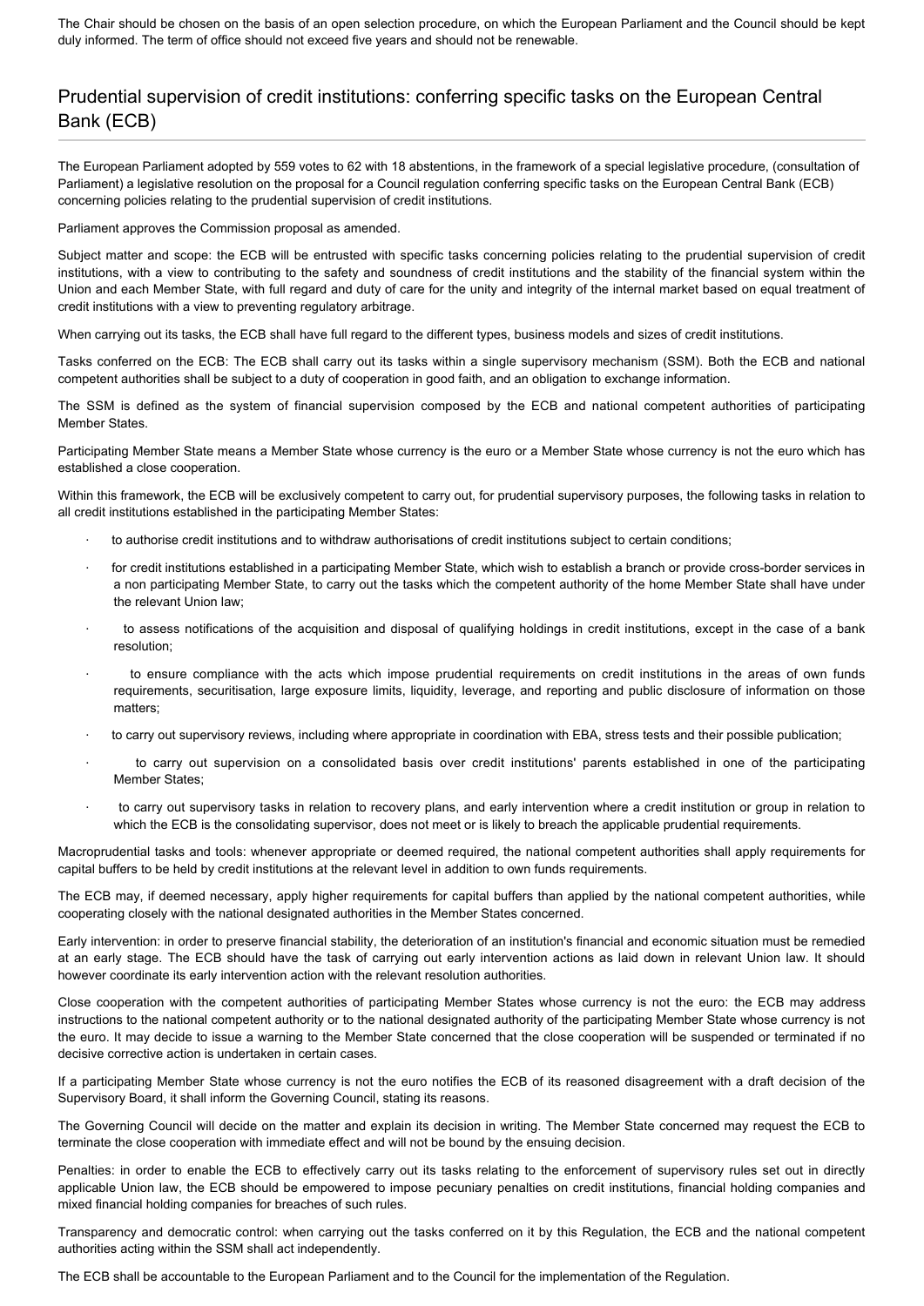The Chair should be chosen on the basis of an open selection procedure, on which the European Parliament and the Council should be kept duly informed. The term of office should not exceed five years and should not be renewable.

## Prudential supervision of credit institutions: conferring specific tasks on the European Central Bank (ECB)

The European Parliament adopted by 559 votes to 62 with 18 abstentions, in the framework of a special legislative procedure, (consultation of Parliament) a legislative resolution on the proposal for a Council regulation conferring specific tasks on the European Central Bank (ECB) concerning policies relating to the prudential supervision of credit institutions.

Parliament approves the Commission proposal as amended.

Subject matter and scope: the ECB will be entrusted with specific tasks concerning policies relating to the prudential supervision of credit institutions, with a view to contributing to the safety and soundness of credit institutions and the stability of the financial system within the Union and each Member State, with full regard and duty of care for the unity and integrity of the internal market based on equal treatment of credit institutions with a view to preventing regulatory arbitrage.

When carrying out its tasks, the ECB shall have full regard to the different types, business models and sizes of credit institutions.

Tasks conferred on the ECB: The ECB shall carry out its tasks within a single supervisory mechanism (SSM). Both the ECB and national competent authorities shall be subject to a duty of cooperation in good faith, and an obligation to exchange information.

The SSM is defined as the system of financial supervision composed by the ECB and national competent authorities of participating Member States.

Participating Member State means a Member State whose currency is the euro or a Member State whose currency is not the euro which has established a close cooperation.

Within this framework, the ECB will be exclusively competent to carry out, for prudential supervisory purposes, the following tasks in relation to all credit institutions established in the participating Member States:

- to authorise credit institutions and to withdraw authorisations of credit institutions subject to certain conditions;
- for credit institutions established in a participating Member State, which wish to establish a branch or provide cross-border services in a non participating Member State, to carry out the tasks which the competent authority of the home Member State shall have under the relevant Union law;
- to assess notifications of the acquisition and disposal of qualifying holdings in credit institutions, except in the case of a bank resolution;
- to ensure compliance with the acts which impose prudential requirements on credit institutions in the areas of own funds requirements, securitisation, large exposure limits, liquidity, leverage, and reporting and public disclosure of information on those matters;
- to carry out supervisory reviews, including where appropriate in coordination with EBA, stress tests and their possible publication;
- to carry out supervision on a consolidated basis over credit institutions' parents established in one of the participating Member States;
- to carry out supervisory tasks in relation to recovery plans, and early intervention where a credit institution or group in relation to which the ECB is the consolidating supervisor, does not meet or is likely to breach the applicable prudential requirements.

Macroprudential tasks and tools: whenever appropriate or deemed required, the national competent authorities shall apply requirements for capital buffers to be held by credit institutions at the relevant level in addition to own funds requirements.

The ECB may, if deemed necessary, apply higher requirements for capital buffers than applied by the national competent authorities, while cooperating closely with the national designated authorities in the Member States concerned.

Early intervention: in order to preserve financial stability, the deterioration of an institution's financial and economic situation must be remedied at an early stage. The ECB should have the task of carrying out early intervention actions as laid down in relevant Union law. It should however coordinate its early intervention action with the relevant resolution authorities.

Close cooperation with the competent authorities of participating Member States whose currency is not the euro: the ECB may address instructions to the national competent authority or to the national designated authority of the participating Member State whose currency is not the euro. It may decide to issue a warning to the Member State concerned that the close cooperation will be suspended or terminated if no decisive corrective action is undertaken in certain cases.

If a participating Member State whose currency is not the euro notifies the ECB of its reasoned disagreement with a draft decision of the Supervisory Board, it shall inform the Governing Council, stating its reasons.

The Governing Council will decide on the matter and explain its decision in writing. The Member State concerned may request the ECB to terminate the close cooperation with immediate effect and will not be bound by the ensuing decision.

Penalties: in order to enable the ECB to effectively carry out its tasks relating to the enforcement of supervisory rules set out in directly applicable Union law, the ECB should be empowered to impose pecuniary penalties on credit institutions, financial holding companies and mixed financial holding companies for breaches of such rules.

Transparency and democratic control: when carrying out the tasks conferred on it by this Regulation, the ECB and the national competent authorities acting within the SSM shall act independently.

The ECB shall be accountable to the European Parliament and to the Council for the implementation of the Regulation.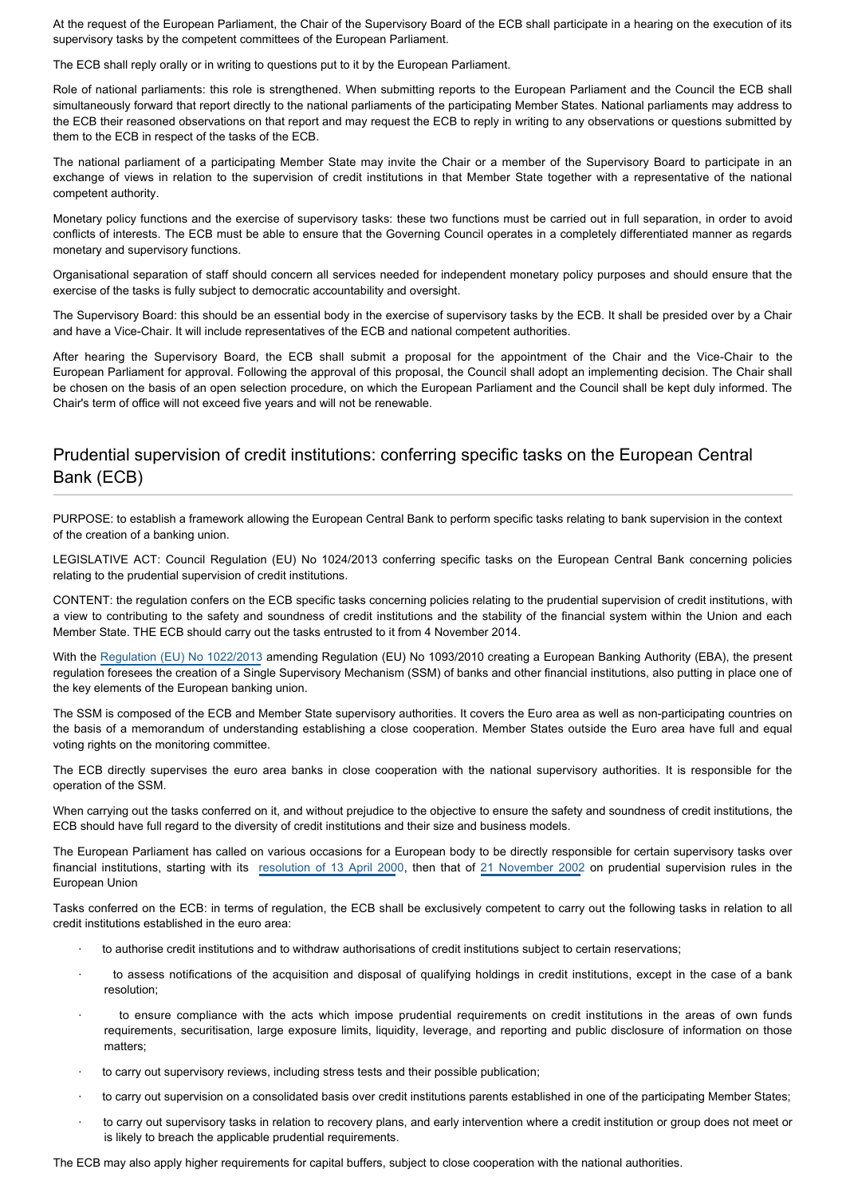At the request of the European Parliament, the Chair of the Supervisory Board of the ECB shall participate in a hearing on the execution of its supervisory tasks by the competent committees of the European Parliament.

The ECB shall reply orally or in writing to questions put to it by the European Parliament.

Role of national parliaments: this role is strengthened. When submitting reports to the European Parliament and the Council the ECB shall simultaneously forward that report directly to the national parliaments of the participating Member States. National parliaments may address to the ECB their reasoned observations on that report and may request the ECB to reply in writing to any observations or questions submitted by them to the ECB in respect of the tasks of the ECB.

The national parliament of a participating Member State may invite the Chair or a member of the Supervisory Board to participate in an exchange of views in relation to the supervision of credit institutions in that Member State together with a representative of the national competent authority.

Monetary policy functions and the exercise of supervisory tasks: these two functions must be carried out in full separation, in order to avoid conflicts of interests. The ECB must be able to ensure that the Governing Council operates in a completely differentiated manner as regards monetary and supervisory functions.

Organisational separation of staff should concern all services needed for independent monetary policy purposes and should ensure that the exercise of the tasks is fully subject to democratic accountability and oversight.

The Supervisory Board: this should be an essential body in the exercise of supervisory tasks by the ECB. It shall be presided over by a Chair and have a Vice-Chair. It will include representatives of the ECB and national competent authorities.

After hearing the Supervisory Board, the ECB shall submit a proposal for the appointment of the Chair and the Vice-Chair to the European Parliament for approval. Following the approval of this proposal, the Council shall adopt an implementing decision. The Chair shall be chosen on the basis of an open selection procedure, on which the European Parliament and the Council shall be kept duly informed. The Chair's term of office will not exceed five years and will not be renewable.

## Prudential supervision of credit institutions: conferring specific tasks on the European Central Bank (ECB)

PURPOSE: to establish a framework allowing the European Central Bank to perform specific tasks relating to bank supervision in the context of the creation of a banking union.

LEGISLATIVE ACT: Council Regulation (EU) No 1024/2013 conferring specific tasks on the European Central Bank concerning policies relating to the prudential supervision of credit institutions.

CONTENT: the regulation confers on the ECB specific tasks concerning policies relating to the prudential supervision of credit institutions, with a view to contributing to the safety and soundness of credit institutions and the stability of the financial system within the Union and each Member State. THE ECB should carry out the tasks entrusted to it from 4 November 2014.

With the Regulation (EU) No 1022/2013 amending Regulation (EU) No 1093/2010 creating a European Banking Authority (EBA), the present regulation foresees the creation of a Single Supervisory Mechanism (SSM) of banks and other financial institutions, also putting in place one of the key elements of the European banking union.

The SSM is composed of the ECB and Member State supervisory authorities. It covers the Euro area as well as non-participating countries on the basis of a memorandum of understanding establishing a close cooperation. Member States outside the Euro area have full and equal voting rights on the monitoring committee.

The ECB directly supervises the euro area banks in close cooperation with the national supervisory authorities. It is responsible for the operation of the SSM.

When carrying out the tasks conferred on it, and without prejudice to the objective to ensure the safety and soundness of credit institutions, the ECB should have full regard to the diversity of credit institutions and their size and business models.

The European Parliament has called on various occasions for a European body to be directly responsible for certain supervisory tasks over financial institutions, starting with its resolution of 13 April 2000, then that of 21 November 2002 on prudential supervision rules in the European Union

Tasks conferred on the ECB: in terms of regulation, the ECB shall be exclusively competent to carry out the following tasks in relation to all credit institutions established in the euro area:

- to authorise credit institutions and to withdraw authorisations of credit institutions subject to certain reservations;
- to assess notifications of the acquisition and disposal of qualifying holdings in credit institutions, except in the case of a bank resolution;
- to ensure compliance with the acts which impose prudential requirements on credit institutions in the areas of own funds requirements, securitisation, large exposure limits, liquidity, leverage, and reporting and public disclosure of information on those matters;
- to carry out supervisory reviews, including stress tests and their possible publication;
- to carry out supervision on a consolidated basis over credit institutions parents established in one of the participating Member States;
- to carry out supervisory tasks in relation to recovery plans, and early intervention where a credit institution or group does not meet or is likely to breach the applicable prudential requirements.

The ECB may also apply higher requirements for capital buffers, subject to close cooperation with the national authorities.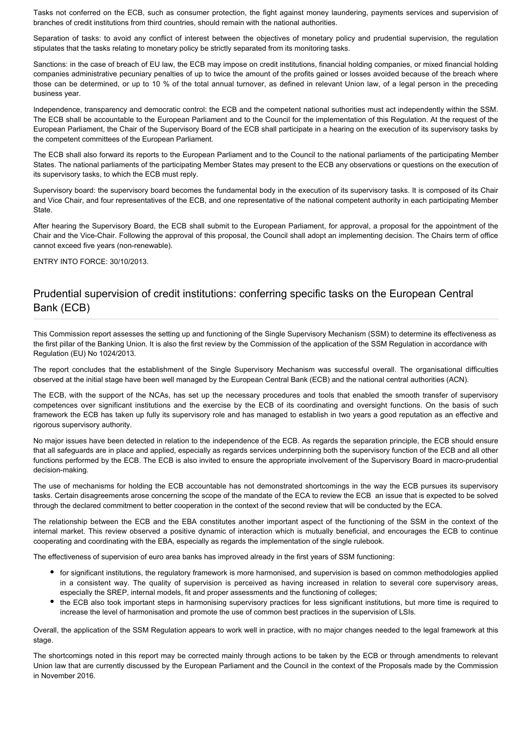Tasks not conferred on the ECB, such as consumer protection, the fight against money laundering, payments services and supervision of branches of credit institutions from third countries, should remain with the national authorities.

Separation of tasks: to avoid any conflict of interest between the objectives of monetary policy and prudential supervision, the regulation stipulates that the tasks relating to monetary policy be strictly separated from its monitoring tasks.

Sanctions: in the case of breach of EU law, the ECB may impose on credit institutions, financial holding companies, or mixed financial holding companies administrative pecuniary penalties of up to twice the amount of the profits gained or losses avoided because of the breach where those can be determined, or up to 10 % of the total annual turnover, as defined in relevant Union law, of a legal person in the preceding business year.

Independence, transparency and democratic control: the ECB and the competent national suthorities must act independently within the SSM. The ECB shall be accountable to the European Parliament and to the Council for the implementation of this Regulation. At the request of the European Parliament, the Chair of the Supervisory Board of the ECB shall participate in a hearing on the execution of its supervisory tasks by the competent committees of the European Parliament.

The ECB shall also forward its reports to the European Parliament and to the Council to the national parliaments of the participating Member States. The national parliaments of the participating Member States may present to the ECB any observations or questions on the execution of its supervisory tasks, to which the ECB must reply.

Supervisory board: the supervisory board becomes the fundamental body in the execution of its supervisory tasks. It is composed of its Chair and Vice Chair, and four representatives of the ECB, and one representative of the national competent authority in each participating Member State.

After hearing the Supervisory Board, the ECB shall submit to the European Parliament, for approval, a proposal for the appointment of the Chair and the Vice-Chair. Following the approval of this proposal, the Council shall adopt an implementing decision. The Chairs term of office cannot exceed five years (non-renewable).

ENTRY INTO FORCE: 30/10/2013.

## Prudential supervision of credit institutions: conferring specific tasks on the European Central Bank (ECB)

This Commission report assesses the setting up and functioning of the Single Supervisory Mechanism (SSM) to determine its effectiveness as the first pillar of the Banking Union. It is also the first review by the Commission of the application of the SSM Regulation in accordance with Regulation (EU) No 1024/2013.

The report concludes that the establishment of the Single Supervisory Mechanism was successful overall. The organisational difficulties observed at the initial stage have been well managed by the European Central Bank (ECB) and the national central authorities (ACN).

The ECB, with the support of the NCAs, has set up the necessary procedures and tools that enabled the smooth transfer of supervisory competences over significant institutions and the exercise by the ECB of its coordinating and oversight functions. On the basis of such framework the ECB has taken up fully its supervisory role and has managed to establish in two years a good reputation as an effective and rigorous supervisory authority.

No major issues have been detected in relation to the independence of the ECB. As regards the separation principle, the ECB should ensure that all safeguards are in place and applied, especially as regards services underpinning both the supervisory function of the ECB and all other functions performed by the ECB. The ECB is also invited to ensure the appropriate involvement of the Supervisory Board in macro-prudential decision-making.

The use of mechanisms for holding the ECB accountable has not demonstrated shortcomings in the way the ECB pursues its supervisory tasks. Certain disagreements arose concerning the scope of the mandate of the ECA to review the ECB an issue that is expected to be solved through the declared commitment to better cooperation in the context of the second review that will be conducted by the ECA.

The relationship between the ECB and the EBA constitutes another important aspect of the functioning of the SSM in the context of the internal market. This review observed a positive dynamic of interaction which is mutually beneficial, and encourages the ECB to continue cooperating and coordinating with the EBA, especially as regards the implementation of the single rulebook.

The effectiveness of supervision of euro area banks has improved already in the first years of SSM functioning:

- for significant institutions, the regulatory framework is more harmonised, and supervision is based on common methodologies applied in a consistent way. The quality of supervision is perceived as having increased in relation to several core supervisory areas, especially the SREP, internal models, fit and proper assessments and the functioning of colleges;
- the ECB also took important steps in harmonising supervisory practices for less significant institutions, but more time is required to increase the level of harmonisation and promote the use of common best practices in the supervision of LSIs.

Overall, the application of the SSM Regulation appears to work well in practice, with no major changes needed to the legal framework at this stage.

The shortcomings noted in this report may be corrected mainly through actions to be taken by the ECB or through amendments to relevant Union law that are currently discussed by the European Parliament and the Council in the context of the Proposals made by the Commission in November 2016.